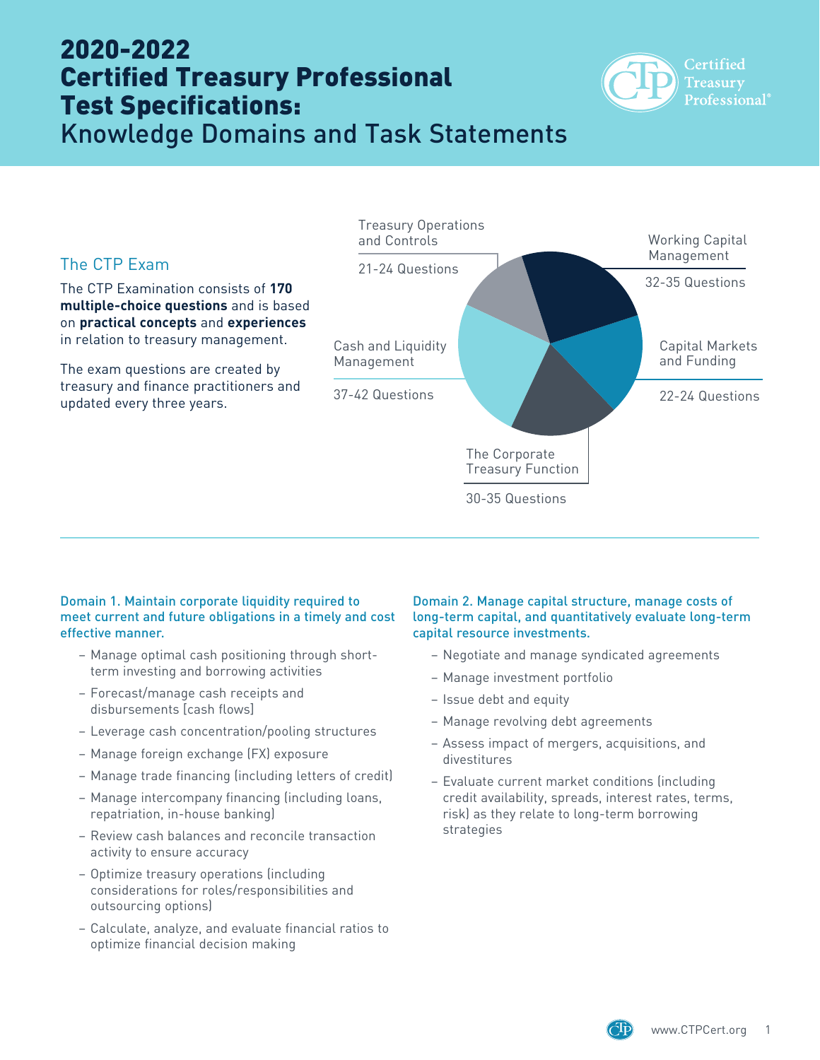# 2020-2022 Certified Treasury Professional Test Specifications:

## Knowledge Domains and Task Statements

### The CTP Exam

The CTP Examination consists of **170 multiple-choice questions** and is based on **practical concepts** and **experiences** in relation to treasury management.

The exam questions are created by treasury and finance practitioners and updated every three years.

Working Capital Management

32-35 Questions

Capital Markets and Funding

22-24 Questions

The Corporate Treasury Function

30-35 Questions

Cash and Liquidity Management

37-42 Questions

Treasury Operations and Controls

21-24 Questions

### Domain 1. Maintain corporate liquidity required to meet current and future obligations in a timely and cost effective manner.

- Manage optimal cash positioning through short-term investing and borrowing activities
- Forecast/manage cash receipts and disbursements (cash flows)
- Leverage cash concentration/pooling structures
- Manage foreign exchange (FX) exposure
- Manage trade financing (including letters of credit)
- Manage intercompany financing (including loans, repatriation, in-house banking)
- Review cash balances and reconcile transaction activity to ensure accuracy
- Optimize treasury operations (including considerations for roles/responsibilities and outsourcing options)
- Calculate, analyze, and evaluate financial ratios to optimize financial decision making

### Domain 2. Manage capital structure, manage costs of long-term capital, and quantitatively evaluate long-term capital resource investments.

- Negotiate and manage syndicated agreements
- Manage investment portfolio
- Issue debt and equity
- Manage revolving debt agreements
- Assess impact of mergers, acquisitions, and divestitures
- Evaluate current market conditions (including credit availability, spreads, interest rates, terms, risk) as they relate to long-term borrowing strategies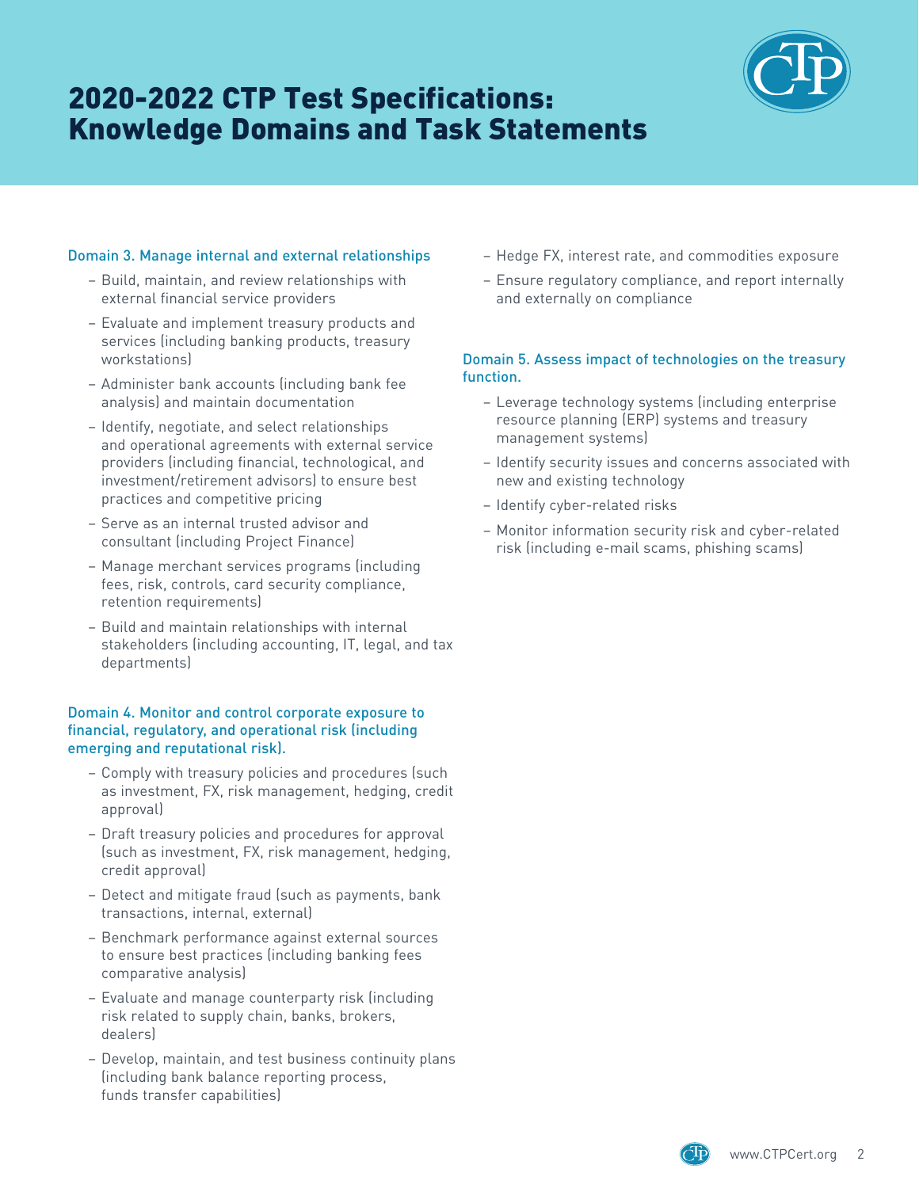# 2020-2022 CTP Test Specifications: Knowledge Domains and Task Statements

### Domain 3. Manage internal and external relationships

- Build, maintain, and review relationships with external financial service providers
- Evaluate and implement treasury products and services (including banking products, treasury workstations)
- Administer bank accounts (including bank fee analysis) and maintain documentation
- Identify, negotiate, and select relationships and operational agreements with external service providers (including financial, technological, and investment/retirement advisors) to ensure best practices and competitive pricing
- Serve as an internal trusted advisor and consultant (including Project Finance)
- Manage merchant services programs (including fees, risk, controls, card security compliance, retention requirements)
- Build and maintain relationships with internal stakeholders (including accounting, IT, legal, and tax departments)

### Domain 4. Monitor and control corporate exposure to financial, regulatory, and operational risk (including emerging and reputational risk).

- Comply with treasury policies and procedures (such as investment, FX, risk management, hedging, credit approval)
- Draft treasury policies and procedures for approval (such as investment, FX, risk management, hedging, credit approval)
- Detect and mitigate fraud (such as payments, bank transactions, internal, external)
- Benchmark performance against external sources to ensure best practices (including banking fees comparative analysis)
- Evaluate and manage counterparty risk (including risk related to supply chain, banks, brokers, dealers)
- Develop, maintain, and test business continuity plans (including bank balance reporting process, funds transfer capabilities)
- Hedge FX, interest rate, and commodities exposure
- Ensure regulatory compliance, and report internally and externally on compliance

### Domain 5. Assess impact of technologies on the treasury function.

- Leverage technology systems (including enterprise resource planning (ERP) systems and treasury management systems)
- Identify security issues and concerns associated with new and existing technology
- Identify cyber-related risks
- Monitor information security risk and cyber-related risk (including e-mail scams, phishing scams)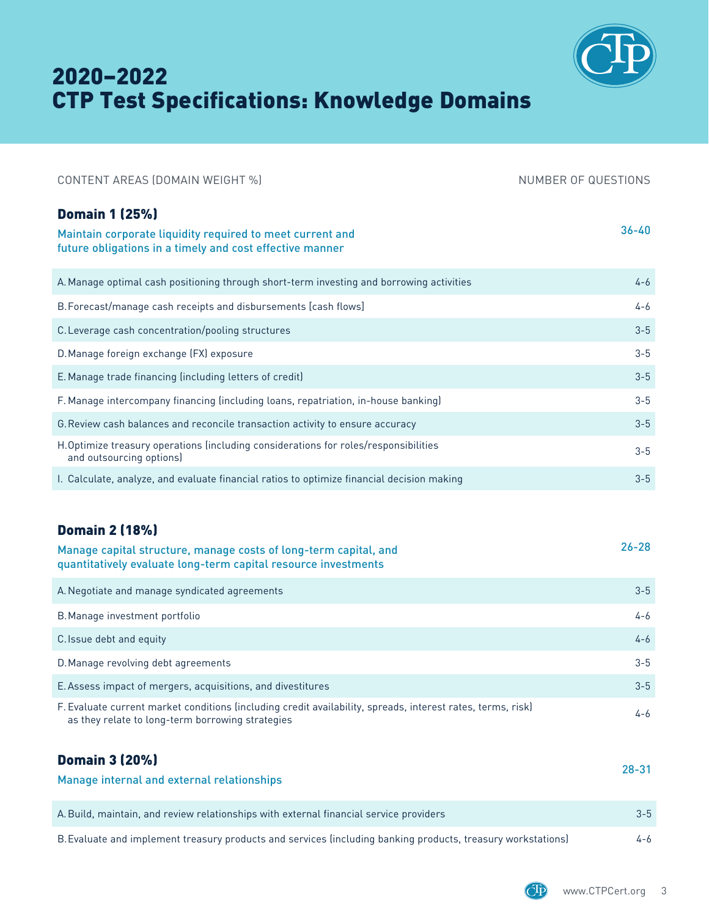# 2020–2022 CTP Test Specifications: Knowledge Domains

| CONTENT AREAS (DOMAIN WEIGHT %) | NUMBER OF QUESTIONS |
|---|---|
| **Domain 1 (25%)** Maintain corporate liquidity required to meet current and future obligations in a timely and cost effective manner | 36-40 |
| A. Manage optimal cash positioning through short-term investing and borrowing activities | 4-6 |
| B. Forecast/manage cash receipts and disbursements (cash flows) | 4-6 |
| C. Leverage cash concentration/pooling structures | 3-5 |
| D. Manage foreign exchange (FX) exposure | 3-5 |
| E. Manage trade financing (including letters of credit) | 3-5 |
| F. Manage intercompany financing (including loans, repatriation, in-house banking) | 3-5 |
| G. Review cash balances and reconcile transaction activity to ensure accuracy | 3-5 |
| H. Optimize treasury operations (including considerations for roles/responsibilities and outsourcing options) | 3-5 |
| I. Calculate, analyze, and evaluate financial ratios to optimize financial decision making | 3-5 |
| **Domain 2 (18%)** Manage capital structure, manage costs of long-term capital, and quantitatively evaluate long-term capital resource investments | 26-28 |
| A. Negotiate and manage syndicated agreements | 3-5 |
| B. Manage investment portfolio | 4-6 |
| C. Issue debt and equity | 4-6 |
| D. Manage revolving debt agreements | 3-5 |
| E. Assess impact of mergers, acquisitions, and divestitures | 3-5 |
| F. Evaluate current market conditions (including credit availability, spreads, interest rates, terms, risk) as they relate to long-term borrowing strategies | 4-6 |
| **Domain 3 (20%)** Manage internal and external relationships | 28-31 |
| A. Build, maintain, and review relationships with external financial service providers | 3-5 |
| B. Evaluate and implement treasury products and services (including banking products, treasury workstations) | 4-6 |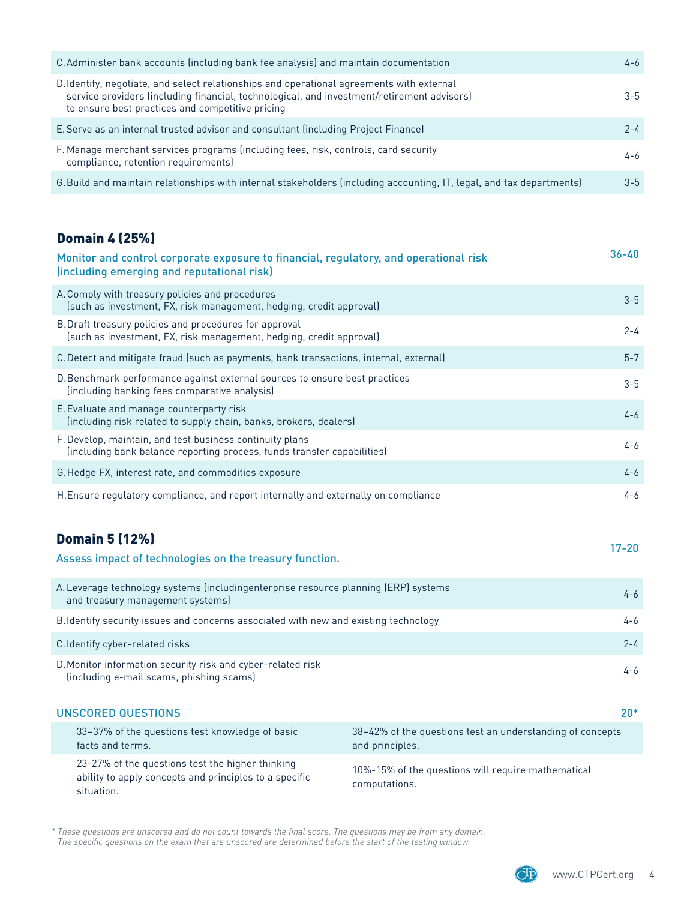| | |
|---|---|
| C. Administer bank accounts (including bank fee analysis) and maintain documentation | 4-6 |
| D. Identify, negotiate, and select relationships and operational agreements with external service providers (including financial, technological, and investment/retirement advisors) to ensure best practices and competitive pricing | 3-5 |
| E. Serve as an internal trusted advisor and consultant (including Project Finance) | 2-4 |
| F. Manage merchant services programs (including fees, risk, controls, card security compliance, retention requirements) | 4-6 |
| G. Build and maintain relationships with internal stakeholders (including accounting, IT, legal, and tax departments) | 3-5 |

## Domain 4 (25%)

| Monitor and control corporate exposure to financial, regulatory, and operational risk (including emerging and reputational risk) | 36-40 |
|---|---|
| A. Comply with treasury policies and procedures (such as investment, FX, risk management, hedging, credit approval) | 3-5 |
| B. Draft treasury policies and procedures for approval (such as investment, FX, risk management, hedging, credit approval) | 2-4 |
| C. Detect and mitigate fraud (such as payments, bank transactions, internal, external) | 5-7 |
| D. Benchmark performance against external sources to ensure best practices (including banking fees comparative analysis) | 3-5 |
| E. Evaluate and manage counterparty risk (including risk related to supply chain, banks, brokers, dealers) | 4-6 |
| F. Develop, maintain, and test business continuity plans (including bank balance reporting process, funds transfer capabilities) | 4-6 |
| G. Hedge FX, interest rate, and commodities exposure | 4-6 |
| H. Ensure regulatory compliance, and report internally and externally on compliance | 4-6 |

## Domain 5 (12%)

| Assess impact of technologies on the treasury function. | 17-20 |
|---|---|
| A. Leverage technology systems (includingenterprise resource planning (ERP) systems and treasury management systems) | 4-6 |
| B. Identify security issues and concerns associated with new and existing technology | 4-6 |
| C. Identify cyber-related risks | 2-4 |
| D. Monitor information security risk and cyber-related risk (including e-mail scams, phishing scams) | 4-6 |

### UNSCORED QUESTIONS 20*

| | |
|---|---|
| 33–37% of the questions test knowledge of basic facts and terms. | 38–42% of the questions test an understanding of concepts and principles. |
| 23-27% of the questions test the higher thinking ability to apply concepts and principles to a specific situation. | 10%-15% of the questions will require mathematical computations. |

*\* These questions are unscored and do not count towards the final score. The questions may be from any domain. The specific questions on the exam that are unscored are determined before the start of the testing window.*

www.CTPCert.org